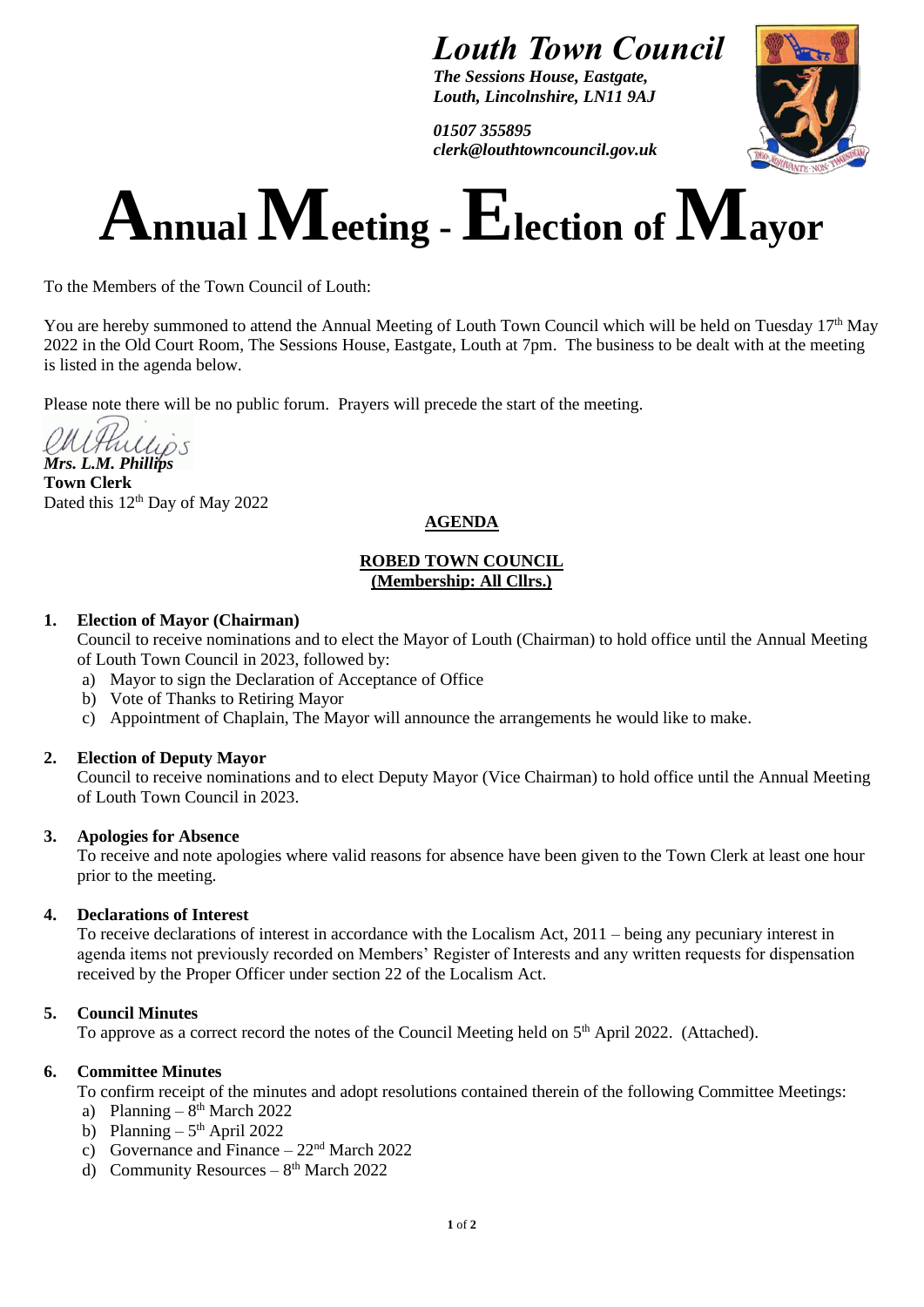# *Louth Town Council*

***The Sessions House, Eastgate,***
***Louth, Lincolnshire, LN11 9AJ***

***01507 355895***
***clerk@louthtowncouncil.gov.uk***

# Annual Meeting - Election of Mayor

To the Members of the Town Council of Louth:

You are hereby summoned to attend the Annual Meeting of Louth Town Council which will be held on Tuesday 17th May 2022 in the Old Court Room, The Sessions House, Eastgate, Louth at 7pm. The business to be dealt with at the meeting is listed in the agenda below.

Please note there will be no public forum. Prayers will precede the start of the meeting.

***Mrs. L.M. Phillips***
**Town Clerk**
Dated this 12th Day of May 2022

## AGENDA

### ROBED TOWN COUNCIL
### (Membership: All Cllrs.)

**1. Election of Mayor (Chairman)**

Council to receive nominations and to elect the Mayor of Louth (Chairman) to hold office until the Annual Meeting of Louth Town Council in 2023, followed by:

a) Mayor to sign the Declaration of Acceptance of Office
b) Vote of Thanks to Retiring Mayor
c) Appointment of Chaplain, The Mayor will announce the arrangements he would like to make.

**2. Election of Deputy Mayor**

Council to receive nominations and to elect Deputy Mayor (Vice Chairman) to hold office until the Annual Meeting of Louth Town Council in 2023.

**3. Apologies for Absence**

To receive and note apologies where valid reasons for absence have been given to the Town Clerk at least one hour prior to the meeting.

**4. Declarations of Interest**

To receive declarations of interest in accordance with the Localism Act, 2011 – being any pecuniary interest in agenda items not previously recorded on Members' Register of Interests and any written requests for dispensation received by the Proper Officer under section 22 of the Localism Act.

**5. Council Minutes**

To approve as a correct record the notes of the Council Meeting held on 5th April 2022. (Attached).

**6. Committee Minutes**

To confirm receipt of the minutes and adopt resolutions contained therein of the following Committee Meetings:

a) Planning – 8th March 2022
b) Planning – 5th April 2022
c) Governance and Finance – 22nd March 2022
d) Community Resources – 8th March 2022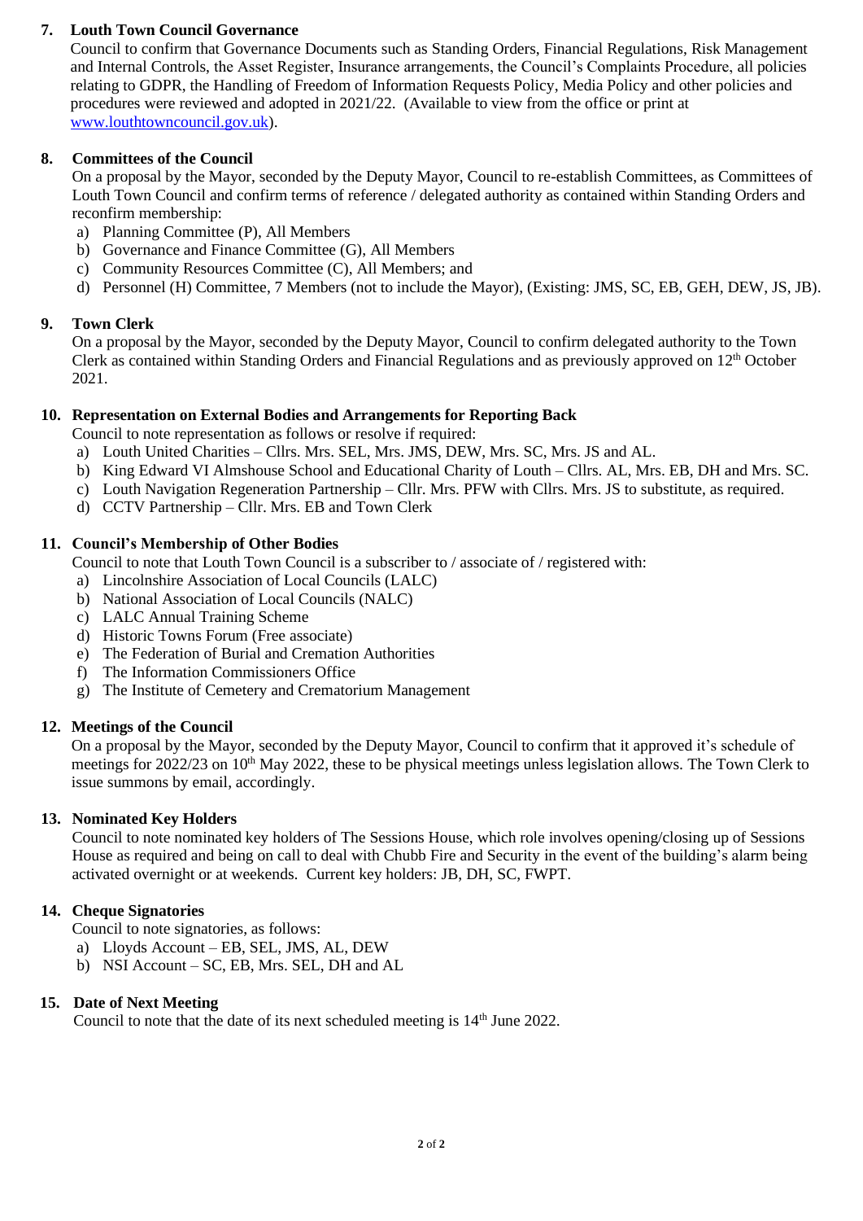## 7. Louth Town Council Governance

Council to confirm that Governance Documents such as Standing Orders, Financial Regulations, Risk Management and Internal Controls, the Asset Register, Insurance arrangements, the Council's Complaints Procedure, all policies relating to GDPR, the Handling of Freedom of Information Requests Policy, Media Policy and other policies and procedures were reviewed and adopted in 2021/22. (Available to view from the office or print at [www.louthtowncouncil.gov.uk](www.louthtowncouncil.gov.uk)).

## 8. Committees of the Council

On a proposal by the Mayor, seconded by the Deputy Mayor, Council to re-establish Committees, as Committees of Louth Town Council and confirm terms of reference / delegated authority as contained within Standing Orders and reconfirm membership:

a) Planning Committee (P), All Members
b) Governance and Finance Committee (G), All Members
c) Community Resources Committee (C), All Members; and
d) Personnel (H) Committee, 7 Members (not to include the Mayor), (Existing: JMS, SC, EB, GEH, DEW, JS, JB).

## 9. Town Clerk

On a proposal by the Mayor, seconded by the Deputy Mayor, Council to confirm delegated authority to the Town Clerk as contained within Standing Orders and Financial Regulations and as previously approved on 12th October 2021.

## 10. Representation on External Bodies and Arrangements for Reporting Back

Council to note representation as follows or resolve if required:

a) Louth United Charities – Cllrs. Mrs. SEL, Mrs. JMS, DEW, Mrs. SC, Mrs. JS and AL.
b) King Edward VI Almshouse School and Educational Charity of Louth – Cllrs. AL, Mrs. EB, DH and Mrs. SC.
c) Louth Navigation Regeneration Partnership – Cllr. Mrs. PFW with Cllrs. Mrs. JS to substitute, as required.
d) CCTV Partnership – Cllr. Mrs. EB and Town Clerk

## 11. Council's Membership of Other Bodies

Council to note that Louth Town Council is a subscriber to / associate of / registered with:

a) Lincolnshire Association of Local Councils (LALC)
b) National Association of Local Councils (NALC)
c) LALC Annual Training Scheme
d) Historic Towns Forum (Free associate)
e) The Federation of Burial and Cremation Authorities
f) The Information Commissioners Office
g) The Institute of Cemetery and Crematorium Management

## 12. Meetings of the Council

On a proposal by the Mayor, seconded by the Deputy Mayor, Council to confirm that it approved it's schedule of meetings for 2022/23 on 10th May 2022, these to be physical meetings unless legislation allows. The Town Clerk to issue summons by email, accordingly.

## 13. Nominated Key Holders

Council to note nominated key holders of The Sessions House, which role involves opening/closing up of Sessions House as required and being on call to deal with Chubb Fire and Security in the event of the building's alarm being activated overnight or at weekends. Current key holders: JB, DH, SC, FWPT.

## 14. Cheque Signatories

Council to note signatories, as follows:

a) Lloyds Account – EB, SEL, JMS, AL, DEW
b) NSI Account – SC, EB, Mrs. SEL, DH and AL

## 15. Date of Next Meeting

Council to note that the date of its next scheduled meeting is 14th June 2022.